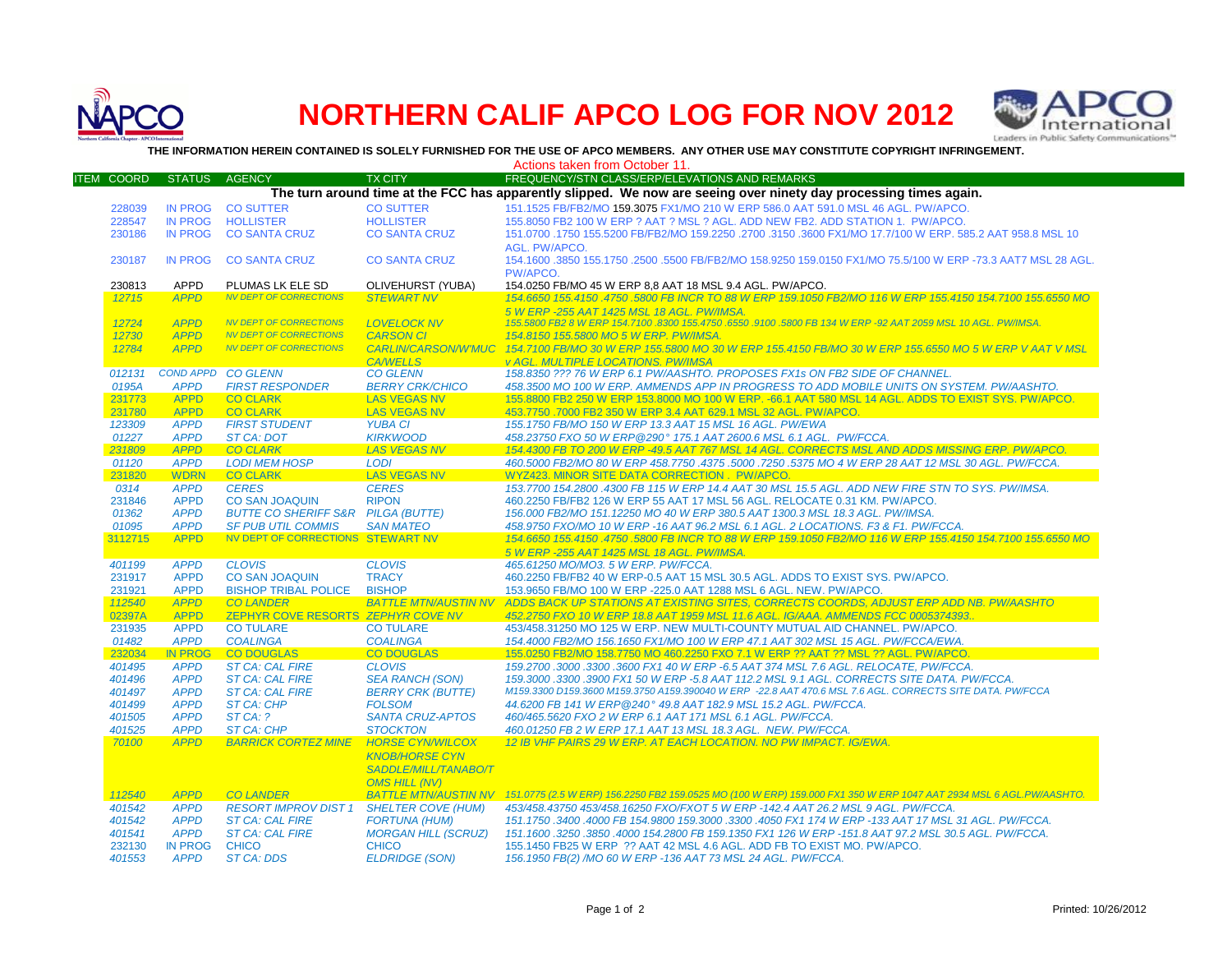# NORTHERN CALIF APCO LOG FOR NOV 2012

**THE INFORMATION HEREIN CONTAINED IS SOLELY FURNISHED FOR THE USE OF APCO MEMBERS. ANY OTHER USE MAY CONSTITUTE COPYRIGHT INFRINGEMENT.**

Actions taken from October 11.

| ITEM | COORD | STATUS | AGENCY | TX CITY | FREQUENCY/STN CLASS/ERP/ELEVATIONS AND REMARKS |
|---|---|---|---|---|---|
| | | | | | **The turn around time at the FCC has apparently slipped. We now are seeing over ninety day processing times again.** |
| | 228039 | IN PROG | CO SUTTER | CO SUTTER | 151.1525 FB/FB2/MO 159.3075 FX1/MO 210 W ERP 586.0 AAT 591.0 MSL 46 AGL. PW/APCO. |
| | 228547 | IN PROG | HOLLISTER | HOLLISTER | 155.8050 FB2 100 W ERP ? AAT ? MSL ? AGL. ADD NEW FB2. ADD STATION 1. PW/APCO. |
| | 230186 | IN PROG | CO SANTA CRUZ | CO SANTA CRUZ | 151.0700 .1750 155.5200 FB/FB2/MO 159.2250 .2700 .3150 .3600 FX1/MO 17.7/100 W ERP. 585.2 AAT 958.8 MSL 10 AGL. PW/APCO. |
| | 230187 | IN PROG | CO SANTA CRUZ | CO SANTA CRUZ | 154.1600 .3850 155.1750 .2500 .5500 FB/FB2/MO 158.9250 159.0150 FX1/MO 75.5/100 W ERP -73.3 AAT7 MSL 28 AGL. PW/APCO. |
| | 230813 | APPD | PLUMAS LK ELE SD | OLIVEHURST (YUBA) | 154.0250 FB/MO 45 W ERP 8,8 AAT 18 MSL 9.4 AGL. PW/APCO. |
| | 12715 | APPD | NV DEPT OF CORRECTIONS | STEWART NV | 154.6650 155.4150 .4750 .5800 FB INCR TO 88 W ERP 159.1050 FB2/MO 116 W ERP 155.4150 154.7100 155.6550 MO 5 W ERP -255 AAT 1425 MSL 18 AGL. PW/IMSA. |
| | 12724 | APPD | NV DEPT OF CORRECTIONS | LOVELOCK NV | 155.5800 FB2 8 W ERP 154.7100 .8300 155.4750 .6550 .9100 .5800 FB 134 W ERP -92 AAT 2059 MSL 10 AGL. PW/IMSA. |
| | 12730 | APPD | NV DEPT OF CORRECTIONS | CARSON CI | 154.8150 155.5800 MO 5 W ERP. PW/IMSA. |
| | 12784 | APPD | NV DEPT OF CORRECTIONS | CARLIN/CARSON/W'MUC CA/WELLS | 154.7100 FB/MO 30 W ERP 155.5800 MO 30 W ERP 155.4150 FB/MO 30 W ERP 155.6550 MO 5 W ERP V AAT V MSL v AGL. MULTIPLE LOCATIONS. PW/IMSA |
| | 012131 | COND APPD | CO GLENN | CO GLENN | 158.8350 ??? 76 W ERP 6.1 PW/AASHTO. PROPOSES FX1s ON FB2 SIDE OF CHANNEL. |
| | 0195A | APPD | FIRST RESPONDER | BERRY CRK/CHICO | 458.3500 MO 100 W ERP. AMMENDS APP IN PROGRESS TO ADD MOBILE UNITS ON SYSTEM. PW/AASHTO. |
| | 231773 | APPD | CO CLARK | LAS VEGAS NV | 155.8800 FB2 250 W ERP 153.8000 MO 100 W ERP. -66.1 AAT 580 MSL 14 AGL. ADDS TO EXIST SYS. PW/APCO. |
| | 231780 | APPD | CO CLARK | LAS VEGAS NV | 453.7750 .7000 FB2 350 W ERP 3.4 AAT 629.1 MSL 32 AGL. PW/APCO. |
| | 123309 | APPD | FIRST STUDENT | YUBA CI | 155.1750 FB/MO 150 W ERP 13.3 AAT 15 MSL 16 AGL. PW/EWA |
| | 01227 | APPD | ST CA: DOT | KIRKWOOD | 458.23750 FXO 50 W ERP@290° 175.1 AAT 2600.6 MSL 6.1 AGL. PW/FCCA. |
| | 231809 | APPD | CO CLARK | LAS VEGAS NV | 154.4300 FB TO 200 W ERP -49.5 AAT 767 MSL 14 AGL. CORRECTS MSL AND ADDS MISSING ERP. PW/APCO. |
| | 01120 | APPD | LODI MEM HOSP | LODI | 460.5000 FB2/MO 80 W ERP 458.7750 .4375 .5000 .7250 .5375 MO 4 W ERP 28 AAT 12 MSL 30 AGL. PW/FCCA. |
| | 231820 | WDRN | CO CLARK | LAS VEGAS NV | WYZ423. MINOR SITE DATA CORRECTION . PW/APCO. |
| | 0314 | APPD | CERES | CERES | 153.7700 154.2800 .4300 FB 115 W ERP 14.4 AAT 30 MSL 15.5 AGL. ADD NEW FIRE STN TO SYS. PW/IMSA. |
| | 231846 | APPD | CO SAN JOAQUIN | RIPON | 460.2250 FB/FB2 126 W ERP 55 AAT 17 MSL 56 AGL. RELOCATE 0.31 KM. PW/APCO. |
| | 01362 | APPD | BUTTE CO SHERIFF S&R | PILGA (BUTTE) | 156.000 FB2/MO 151.12250 MO 40 W ERP 380.5 AAT 1300.3 MSL 18.3 AGL. PW/IMSA. |
| | 01095 | APPD | SF PUB UTIL COMMIS | SAN MATEO | 458.9750 FXO/MO 10 W ERP -16 AAT 96.2 MSL 6.1 AGL. 2 LOCATIONS. F3 & F1. PW/FCCA. |
| | 3112715 | APPD | NV DEPT OF CORRECTIONS | STEWART NV | 154.6650 155.4150 .4750 .5800 FB INCR TO 88 W ERP 159.1050 FB2/MO 116 W ERP 155.4150 154.7100 155.6550 MO 5 W ERP -255 AAT 1425 MSL 18 AGL. PW/IMSA. |
| | 401199 | APPD | CLOVIS | CLOVIS | 465.61250 MO/MO3. 5 W ERP. PW/FCCA. |
| | 231917 | APPD | CO SAN JOAQUIN | TRACY | 460.2250 FB/FB2 40 W ERP-0.5 AAT 15 MSL 30.5 AGL. ADDS TO EXIST SYS. PW/APCO. |
| | 231921 | APPD | BISHOP TRIBAL POLICE | BISHOP | 153.9650 FB/MO 100 W ERP -225.0 AAT 1288 MSL 6 AGL. NEW. PW/APCO. |
| | 112540 | APPD | CO LANDER | BATTLE MTN/AUSTIN NV | ADDS BACK UP STATIONS AT EXISTING SITES, CORRECTS COORDS, ADJUST ERP ADD NB. PW/AASHTO |
| | 02397A | APPD | ZEPHYR COVE RESORTS | ZEPHYR COVE NV | 452.2750 FXO 10 W ERP 18.8 AAT 1959 MSL 11.6 AGL. IG/AAA. AMMENDS FCC 0005374393.. |
| | 231935 | APPD | CO TULARE | CO TULARE | 453/458.31250 MO 125 W ERP. NEW MULTI-COUNTY MUTUAL AID CHANNEL. PW/APCO. |
| | 01482 | APPD | COALINGA | COALINGA | 154.4000 FB2/MO 156.1650 FX1/MO 100 W ERP 47.1 AAT 302 MSL 15 AGL. PW/FCCA/EWA. |
| | 232034 | IN PROG | CO DOUGLAS | CO DOUGLAS | 155.0250 FB2/MO 158.7750 MO 460.2250 FXO 7.1 W ERP ?? AAT ?? MSL ?? AGL. PW/APCO. |
| | 401495 | APPD | ST CA: CAL FIRE | CLOVIS | 159.2700 .3000 .3300 .3600 FX1 40 W ERP -6.5 AAT 374 MSL 7.6 AGL. RELOCATE, PW/FCCA. |
| | 401496 | APPD | ST CA: CAL FIRE | SEA RANCH (SON) | 159.3000 .3300 .3900 FX1 50 W ERP -5.8 AAT 112.2 MSL 9.1 AGL. CORRECTS SITE DATA. PW/FCCA. |
| | 401497 | APPD | ST CA: CAL FIRE | BERRY CRK (BUTTE) | M159.3300 D159.3600 M159.3750 A159.390040 W ERP -22.8 AAT 470.6 MSL 7.6 AGL. CORRECTS SITE DATA. PW/FCCA |
| | 401499 | APPD | ST CA: CHP | FOLSOM | 44.6200 FB 141 W ERP@240° 49.8 AAT 182.9 MSL 15.2 AGL. PW/FCCA. |
| | 401505 | APPD | ST CA: ? | SANTA CRUZ-APTOS | 460/465.5620 FXO 2 W ERP 6.1 AAT 171 MSL 6.1 AGL. PW/FCCA. |
| | 401525 | APPD | ST CA: CHP | STOCKTON | 460.01250 FB 2 W ERP 17.1 AAT 13 MSL 18.3 AGL. NEW. PW/FCCA. |
| | 70100 | APPD | BARRICK CORTEZ MINE | HORSE CYN/WILCOX KNOB/HORSE CYN SADDLE/MILL/TANABO/T OMS HILL (NV) | 12 IB VHF PAIRS 29 W ERP. AT EACH LOCATION. NO PW IMPACT. IG/EWA. |
| | 112540 | APPD | CO LANDER | BATTLE MTN/AUSTIN NV | 151.0775 (2.5 W ERP) 156.2250 FB2 159.0525 MO (100 W ERP) 159.000 FX1 350 W ERP 1047 AAT 2934 MSL 6 AGL.PW/AASHTO. |
| | 401542 | APPD | RESORT IMPROV DIST 1 | SHELTER COVE (HUM) | 453/458.43750 453/458.16250 FXO/FXOT 5 W ERP -142.4 AAT 26.2 MSL 9 AGL. PW/FCCA. |
| | 401542 | APPD | ST CA: CAL FIRE | FORTUNA (HUM) | 151.1750 .3400 .4000 FB 154.9800 159.3000 .3300 .4050 FX1 174 W ERP -133 AAT 17 MSL 31 AGL. PW/FCCA. |
| | 401541 | APPD | ST CA: CAL FIRE | MORGAN HILL (SCRUZ) | 151.1600 .3250 .3850 .4000 154.2800 FB 159.1350 FX1 126 W ERP -151.8 AAT 97.2 MSL 30.5 AGL. PW/FCCA. |
| | 232130 | IN PROG | CHICO | CHICO | 155.1450 FB25 W ERP ?? AAT 42 MSL 4.6 AGL. ADD FB TO EXIST MO. PW/APCO. |
| | 401553 | APPD | ST CA: DDS | ELDRIDGE (SON) | 156.1950 FB(2) /MO 60 W ERP -136 AAT 73 MSL 24 AGL. PW/FCCA. |

Printed: 10/26/2012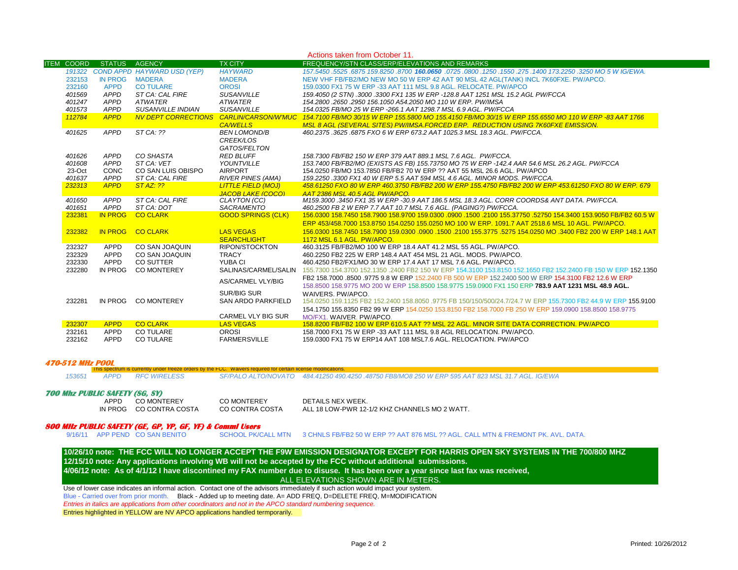Actions taken from October 11.

| ITEM | COORD | STATUS | AGENCY | TX CITY | FREQUENCY/STN CLASS/ERP/ELEVATIONS AND REMARKS |
|---|---|---|---|---|---|
| | 191322 | COND APPD | HAYWARD USD (YEP) | HAYWARD | 157.5450 .5525 .6875 159.8250 .8700 **160.0650** .0725 .0800 .1250 .1550 .275 .1400 173.2250 .3250 MO 5 W IG/EWA. |
| | 232153 | IN PROG | MADERA | MADERA | NEW VHF FB/FB2/MO NEW MO 50 W ERP 42 AAT 90 MSL 42 AGL(TANK) INCL 7K60FXE. PW/APCO. |
| | 232160 | APPD | CO TULARE | OROSI | 159.0300 FX1 75 W ERP -33 AAT 111 MSL 9.8 AGL. RELOCATE. PW/APCO |
| | 401569 | APPD | ST CA: CAL FIRE | SUSANVILLE | 159.4050 (2 STN) .3000 .3300 FX1 135 W ERP -128.8 AAT 1251 MSL 15.2 AGL PW/FCCA |
| | 401247 | APPD | ATWATER | ATWATER | 154.2800 .2650 .2950 156.1050 A54.2050 MO 110 W ERP. PW/IMSA |
| | 401573 | APPD | SUSANVILLE INDIAN | SUSANVILLE | 154.0325 FB/MO 25 W ERP -266.1 AAT 1298.7 MSL 6.9 AGL. PW/FCCA |
| | 112784 | APPD | NV DEPT CORRECTIONS | CARLIN/CARSON/W'MUC CA/WELLS | 154.7100 FB/MO 30/15 W ERP 155.5800 MO 155.4150 FB/MO 30/15 W ERP 155.6550 MO 110 W ERP -83 AAT 1766 MSL 8 AGL (SEVERAL SITES) PW/IMSA.FORCED ERP. REDUCTION USING 7K60FXE EMISSION. |
| | 401625 | APPD | ST CA: ?? | BEN LOMOND/B CREEK/LOS GATOS/FELTON | 460.2375 .3625 .6875 FXO 6 W ERP 673.2 AAT 1025.3 MSL 18.3 AGL. PW/FCCA. |
| | 401626 | APPD | CO SHASTA | RED BLUFF | 158.7300 FB/FB2 150 W ERP 379 AAT 889.1 MSL 7.6 AGL. PW/FCCA. |
| | 401608 | APPD | ST CA: VET | YOUNTVILLE | 153.7400 FB/FB2/MO (EXISTS AS FB) 155.73750 MO 75 W ERP -142.4 AAR 54.6 MSL 26.2 AGL. PW/FCCA |
| | 23-Oct | CONC | CO SAN LUIS OBISPO | AIRPORT | 154.0250 FB/MO 153.7850 FB/FB2 70 W ERP ?? AAT 55 MSL 26.6 AGL. PW/APCO |
| | 401637 | APPD | ST CA: CAL FIRE | RIVER PINES (AMA) | 159.2250 .3300 FX1 40 W ERP 5.5 AAT 594 MSL 4.6 AGL. MINOR MODS. PW/FCCA. |
| | 232313 | APPD | ST AZ: ?? | LITTLE FIELD (MOJ) JACOB LAKE (COCO) | 458.61250 FXO 80 W ERP 460.3750 FB/FB2 200 W ERP 155.4750 FB/FB2 200 W ERP 453.61250 FXO 80 W ERP. 679 AAT 2386 MSL 40.5 AGL PW/APCO. |
| | 401650 | APPD | ST CA: CAL FIRE | CLAYTON (CC) | M159.3000 .3450 FX1 35 W ERP -30.9 AAT 186.5 MSL 18.3 AGL. CORR COORDS& ANT DATA. PW/FCCA. |
| | 401651 | APPD | ST CA: DOT | SACRAMENTO | 460.2500 FB 2 W ERP 7.7 AAT 10.7 MSL 7.6 AGL. (PAGING?) PW/FCCA. |
| | 232381 | IN PROG | CO CLARK | GOOD SPRINGS (CLK) | 156.0300 158.7450 158.7900 158.9700 159.0300 .0900 .1500 .2100 155.37750 .52750 154.3400 153.9050 FB/FB2 60.5 W ERP 453/458.7000 153.8750 154.0250 155.0250 MO 100 W ERP. 1091.7 AAT 2518.6 MSL 10 AGL. PW/APCO. |
| | 232382 | IN PROG | CO CLARK | LAS VEGAS SEARCHLIGHT | 156.0300 158.7450 158.7900 159.0300 .0900 .1500 .2100 155.3775 .5275 154.0250 MO .3400 FB2 200 W ERP 148.1 AAT 1172 MSL 6.1 AGL. PW/APCO. |
| | 232327 | APPD | CO SAN JOAQUIN | RIPON/STOCKTON | 460.3125 FB/FB2/MO 100 W ERP 18.4 AAT 41.2 MSL 55 AGL. PW/APCO. |
| | 232329 | APPD | CO SAN JOAQUIN | TRACY | 460.2250 FB2 225 W ERP 148.4 AAT 454 MSL 21 AGL. MODS. PW/APCO. |
| | 232330 | APPD | CO SUTTER | YUBA CI | 460.2450 FB2/FX1/MO 30 W ERP 17.4 AAT 17 MSL 7.6 AGL. PW/APCO. |
| | 232280 | IN PROG | CO MONTEREY | SALINAS/CARMEL/SALIN AS/CARMEL VLY/BIG SUR/BIG SUR | 155.7300 154.3700 152.1350 .2400 FB2 150 W ERP 154.3100 153.8150 152.1650 FB2 152.2400 FB 150 W ERP 152.1350 FB2 158.7000 .8500 .9775 9.8 W ERP 152.2400 FB 500 W ERP 152.2400 500 W ERP 154.3100 FB2 12.6 W ERP 158.8500 158.9775 MO 200 W ERP 158.8500 158.9775 159.0900 FX1 150 ERP **783.9 AAT 1231 MSL 48.9 AGL.** WAIVERS. PW/APCO. |
| | 232281 | IN PROG | CO MONTEREY | SAN ARDO PARKFIELD CARMEL VLY BIG SUR | 154.0250 159.1125 FB2 152.2400 158.8050 .9775 FB 150/150/500/24.7/24.7 W ERP 155.7300 FB2 44.9 W ERP 155.9100 154.1750 155.8350 FB2 99 W ERP 154.0250 153.8150 FB2 158.7000 FB 250 W ERP 159.0900 158.8500 158.9775 MO/FX1. WAIVER. PW/APCO. |
| | 232307 | APPD | CO CLARK | LAS VEGAS | 158.8200 FB/FB2 100 W ERP 610.5 AAT ?? MSL 22 AGL. MINOR SITE DATA CORRECTION. PW/APCO |
| | 232161 | APPD | CO TULARE | OROSI | 158.7000 FX1 75 W ERP -33 AAT 111 MSL 9.8 AGL RELOCATION. PW/APCO. |
| | 232162 | APPD | CO TULARE | FARMERSVILLE | 159.0300 FX1 75 W ERP14 AAT 108 MSL7.6 AGL. RELOCATION. PW/APCO |

### 470-512 MHz POOL

This spectrum is currently under freeze orders by the FCC. Waivers required for certain license modifications.

| | | | | |
|---|---|---|---|---|
| 153651 | APPD | RFC WIRELESS | SF/PALO ALTO/NOVATO | 484.41250 490.4250 .48750 FB8/MO8 250 W ERP 595 AAT 823 MSL 31.7 AGL. IG/EWA |

### 700 Mhz PUBLIC SAFETY (SG, SY)

| | | | | |
|---|---|---|---|---|
| | APPD | CO MONTEREY | CO MONTEREY | DETAILS NEX WEEK. |
| | IN PROG | CO CONTRA COSTA | CO CONTRA COSTA | ALL 18 LOW-PWR 12-1/2 KHZ CHANNELS MO 2 WATT. |

### 800 MHz PUBLIC SAFETY (GE, GP, YP, GF, YF) & Comml Users

| | | | | |
|---|---|---|---|---|
| 9/16/11 | APP PEND | CO SAN BENITO | SCHOOL PK/CALL MTN | 3 CHNLS FB/FB2 50 W ERP ?? AAT 876 MSL ?? AGL. CALL MTN & FREMONT PK. AVL. DATA. |

**10/26/10 note: THE FCC WILL NO LONGER ACCEPT THE F9W EMISSION DESIGNATOR EXCEPT FOR HARRIS OPEN SKY SYSTEMS IN THE 700/800 MHZ**

**12/15/10 note: Any applications involving WB will not be accepted by the FCC without additional submissions.**

**4/06/12 note: As of 4/1/12 I have discontined my FAX number due to disuse. It has been over a year since last fax was received,**

ALL ELEVATIONS SHOWN ARE IN METERS.

Use of lower case indicates an informal action. Contact one of the advisors immediately if such action would impact your system.

Blue - Carried over from prior month. Black - Added up to meeting date. A= ADD FREQ, D=DELETE FREQ, M=MODIFICATION

*Entries in italics are applications from other coordinators and not in the APCO standard numbering sequence.*

Entries highlighted in YELLOW are NV APCO applications handled termporarily.

Printed: 10/26/2012